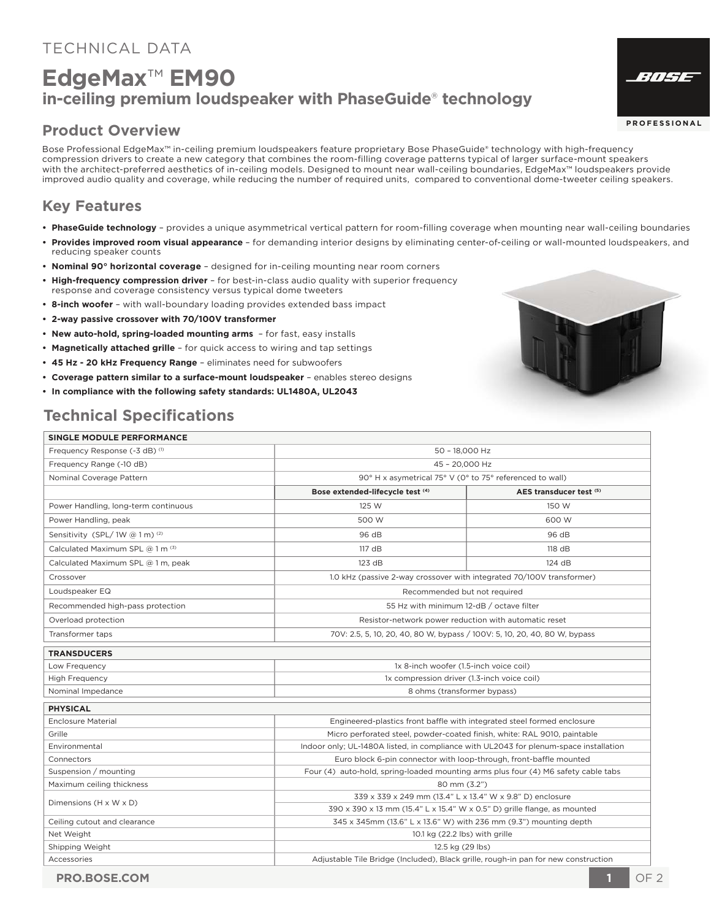TECHNICAL DATA

# EdgeMax™ EM90

## in-ceiling premium loudspeaker with PhaseGuide® technology

## Product Overview

Bose Professional EdgeMax™ in-ceiling premium loudspeakers feature proprietary Bose PhaseGuide® technology with high-frequency compression drivers to create a new category that combines the room-filling coverage patterns typical of larger surface-mount speakers with the architect-preferred aesthetics of in-ceiling models. Designed to mount near wall-ceiling boundaries, EdgeMax™ loudspeakers provide improved audio quality and coverage, while reducing the number of required units, compared to conventional dome-tweeter ceiling speakers.

## Key Features

- **PhaseGuide technology** – provides a unique asymmetrical vertical pattern for room-filling coverage when mounting near wall-ceiling boundaries
- **Provides improved room visual appearance** – for demanding interior designs by eliminating center-of-ceiling or wall-mounted loudspeakers, and reducing speaker counts
- **Nominal 90° horizontal coverage** – designed for in-ceiling mounting near room corners
- **High-frequency compression driver** – for best-in-class audio quality with superior frequency response and coverage consistency versus typical dome tweeters
- **8-inch woofer** – with wall-boundary loading provides extended bass impact
- **2-way passive crossover with 70/100V transformer**
- **New auto-hold, spring-loaded mounting arms** – for fast, easy installs
- **Magnetically attached grille** – for quick access to wiring and tap settings
- **45 Hz - 20 kHz Frequency Range** – eliminates need for subwoofers
- **Coverage pattern similar to a surface-mount loudspeaker** – enables stereo designs
- **In compliance with the following safety standards: UL1480A, UL2043**

## Technical Specifications

| SINGLE MODULE PERFORMANCE | | |
|---|---|---|
| Frequency Response (-3 dB) [1] | 50 – 18,000 Hz | |
| Frequency Range (-10 dB) | 45 – 20,000 Hz | |
| Nominal Coverage Pattern | 90° H x asymetrical 75° V (0° to 75° referenced to wall) | |
| | **Bose extended-lifecycle test [4]** | **AES transducer test [5]** |
| Power Handling, long-term continuous | 125 W | 150 W |
| Power Handling, peak | 500 W | 600 W |
| Sensitivity (SPL/ 1W @ 1 m) [2] | 96 dB | 96 dB |
| Calculated Maximum SPL @ 1 m [3] | 117 dB | 118 dB |
| Calculated Maximum SPL @ 1 m, peak | 123 dB | 124 dB |
| Crossover | 1.0 kHz (passive 2-way crossover with integrated 70/100V transformer) | |
| Loudspeaker EQ | Recommended but not required | |
| Recommended high-pass protection | 55 Hz with minimum 12-dB / octave filter | |
| Overload protection | Resistor-network power reduction with automatic reset | |
| Transformer taps | 70V: 2.5, 5, 10, 20, 40, 80 W, bypass / 100V: 5, 10, 20, 40, 80 W, bypass | |

| TRANSDUCERS | |
|---|---|
| Low Frequency | 1x 8-inch woofer (1.5-inch voice coil) |
| High Frequency | 1x compression driver (1.3-inch voice coil) |
| Nominal Impedance | 8 ohms (transformer bypass) |

| PHYSICAL | |
|---|---|
| Enclosure Material | Engineered-plastics front baffle with integrated steel formed enclosure |
| Grille | Micro perforated steel, powder-coated finish, white: RAL 9010, paintable |
| Environmental | Indoor only; UL-1480A listed, in compliance with UL2043 for plenum-space installation |
| Connectors | Euro block 6-pin connector with loop-through, front-baffle mounted |
| Suspension / mounting | Four (4) auto-hold, spring-loaded mounting arms plus four (4) M6 safety cable tabs |
| Maximum ceiling thickness | 80 mm (3.2") |
| Dimensions (H x W x D) | 339 x 339 x 249 mm (13.4" L x 13.4" W x 9.8" D) enclosure |
| | 390 x 390 x 13 mm (15.4" L x 15.4" W x 0.5" D) grille flange, as mounted |
| Ceiling cutout and clearance | 345 x 345mm (13.6" L x 13.6" W) with 236 mm (9.3") mounting depth |
| Net Weight | 10.1 kg (22.2 lbs) with grille |
| Shipping Weight | 12.5 kg (29 lbs) |
| Accessories | Adjustable Tile Bridge (Included), Black grille, rough-in pan for new construction |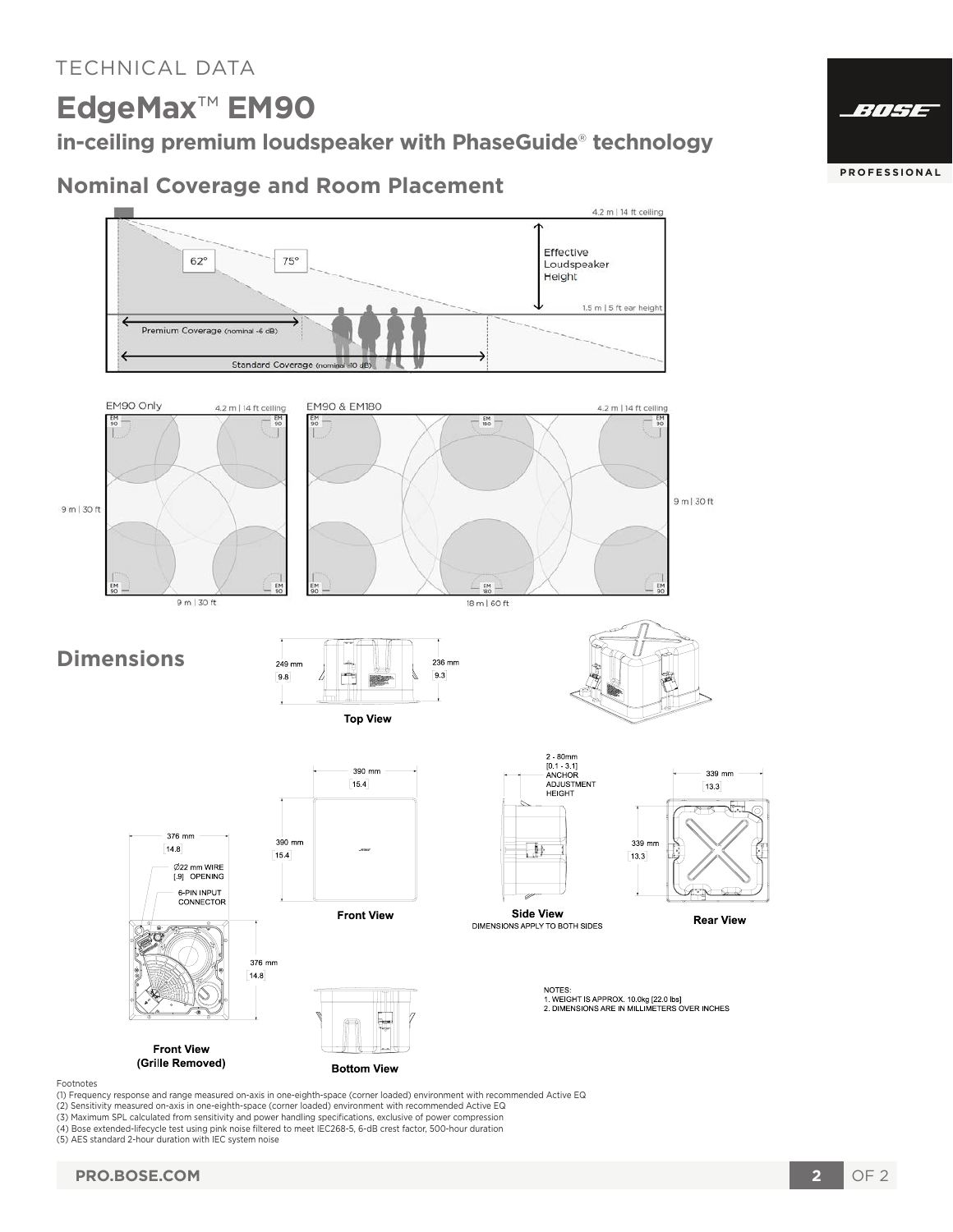TECHNICAL DATA

# EdgeMax™ EM90

### in-ceiling premium loudspeaker with PhaseGuide® technology

## Nominal Coverage and Room Placement

4.2 m | 14 ft ceiling

62°

75°

Effective Loudspeaker Height

1.5 m | 5 ft ear height

Premium Coverage (nominal -6 dB)

Standard Coverage (nominal -10 dB)

EM90 Only

4.2 m | 14 ft ceiling

9 m | 30 ft

9 m | 30 ft

EM90 & EM180

4.2 m | 14 ft ceiling

9 m | 30 ft

18 m | 60 ft

## Dimensions

249 mm
9.8

236 mm
9.3

Top View

390 mm
15.4

390 mm
15.4

Front View

2 - 80mm
[0.1 - 3.1]
ANCHOR ADJUSTMENT HEIGHT

Side View
DIMENSIONS APPLY TO BOTH SIDES

339 mm
13.3

339 mm
13.3

Rear View

376 mm
14.8

Ø22 mm WIRE
[.9] OPENING

6-PIN INPUT CONNECTOR

376 mm
14.8

Front View
(Grille Removed)

Bottom View

NOTES:
1. WEIGHT IS APPROX. 10.0kg [22.0 lbs]
2. DIMENSIONS ARE IN MILLIMETERS OVER INCHES

Footnotes

(1) Frequency response and range measured on-axis in one-eighth-space (corner loaded) environment with recommended Active EQ
(2) Sensitivity measured on-axis in one-eighth-space (corner loaded) environment with recommended Active EQ
(3) Maximum SPL calculated from sensitivity and power handling specifications, exclusive of power compression
(4) Bose extended-lifecycle test using pink noise filtered to meet IEC268-5, 6-dB crest factor, 500-hour duration
(5) AES standard 2-hour duration with IEC system noise